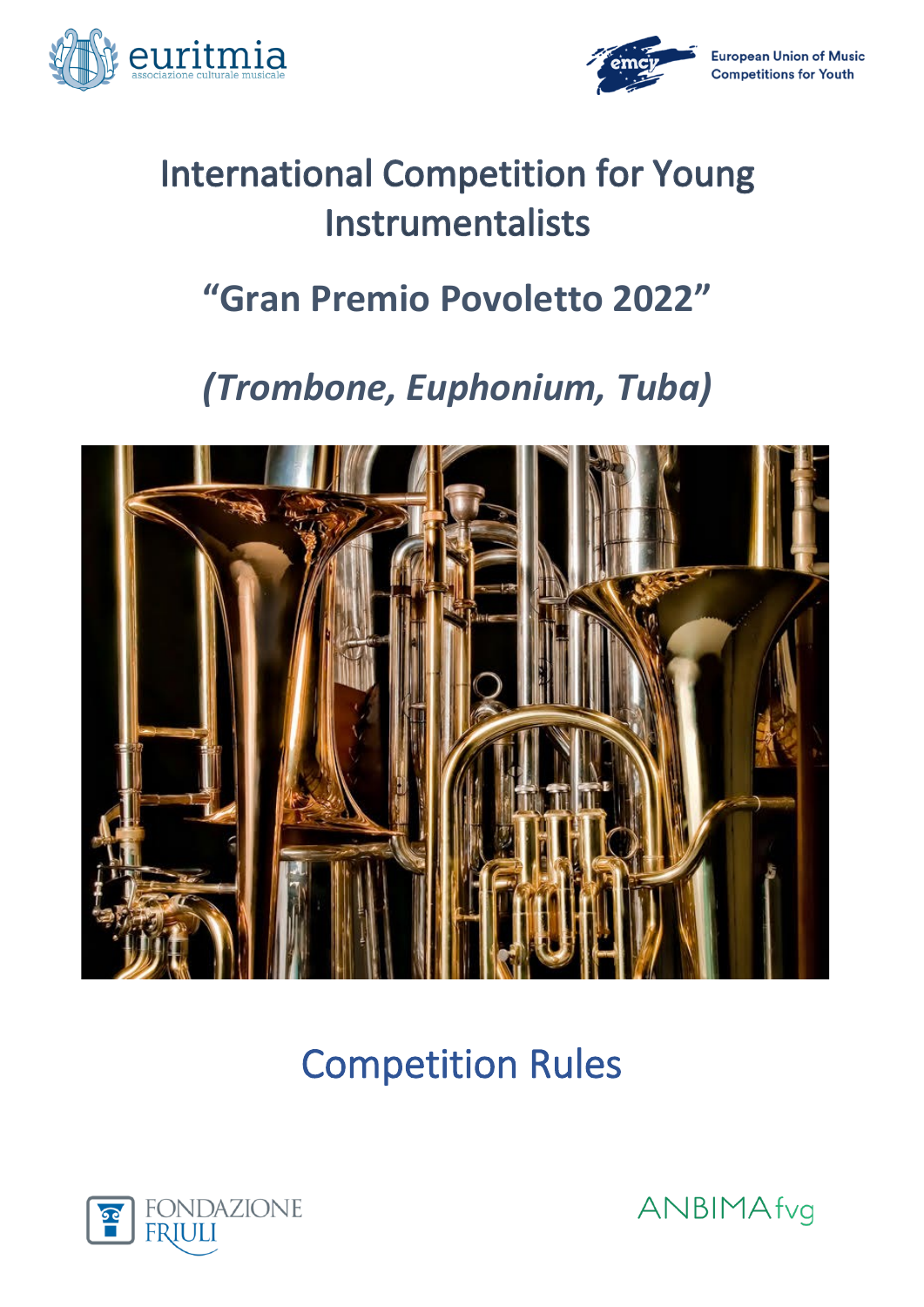euritmia
associazione culturale musicale

European Union of Music Competitions for Youth

# International Competition for Young Instrumentalists

## “Gran Premio Povoletto 2022”

## *(Trombone, Euphonium, Tuba)*

# Competition Rules

FONDAZIONE FRIULI

ANBIMA fvg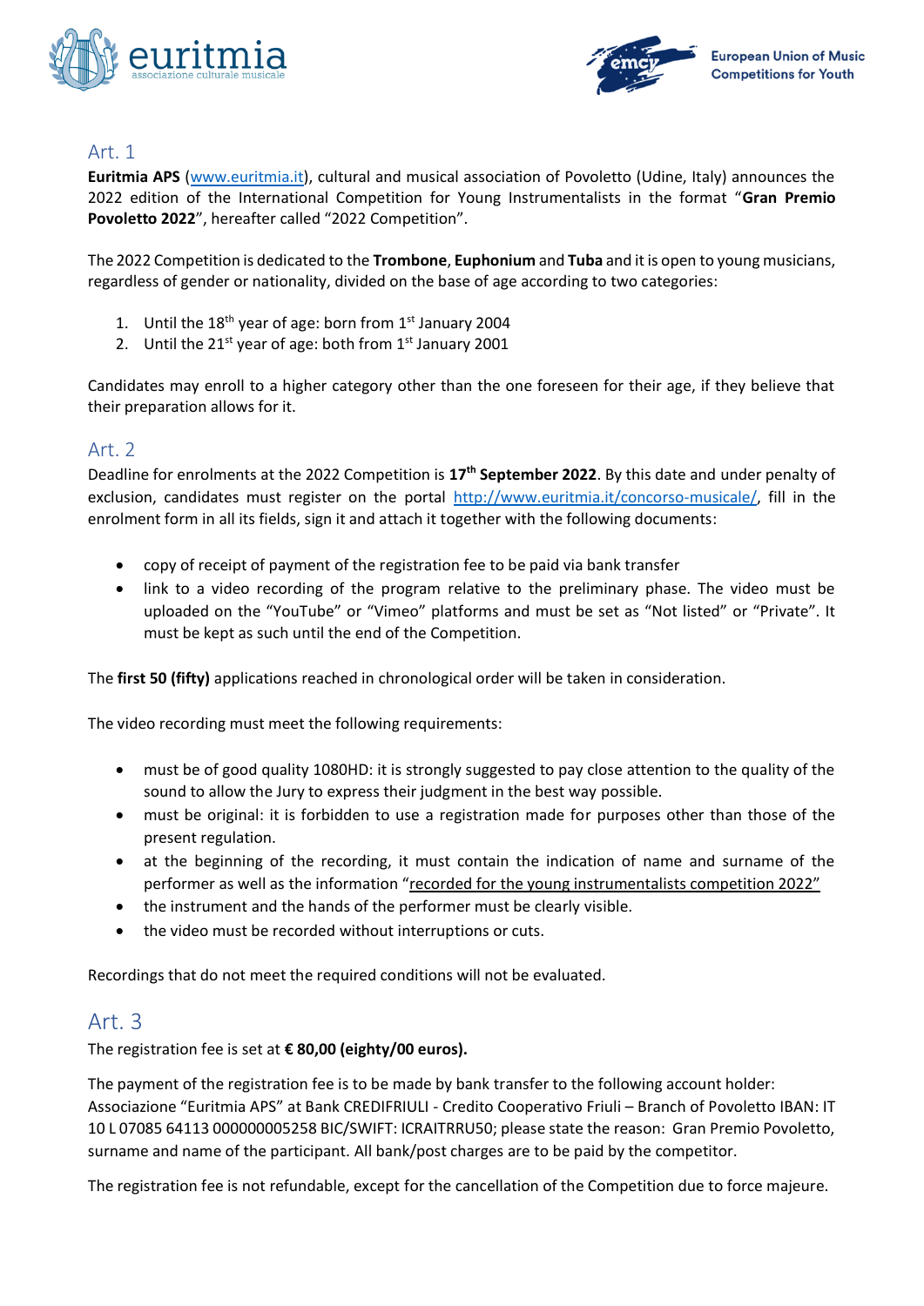## Art. 1

**Euritmia APS** (www.euritmia.it), cultural and musical association of Povoletto (Udine, Italy) announces the 2022 edition of the International Competition for Young Instrumentalists in the format "**Gran Premio Povoletto 2022**", hereafter called "2022 Competition".

The 2022 Competition is dedicated to the **Trombone**, **Euphonium** and **Tuba** and it is open to young musicians, regardless of gender or nationality, divided on the base of age according to two categories:

1. Until the 18th year of age: born from 1st January 2004
2. Until the 21st year of age: both from 1st January 2001

Candidates may enroll to a higher category other than the one foreseen for their age, if they believe that their preparation allows for it.

## Art. 2

Deadline for enrolments at the 2022 Competition is **17th September 2022**. By this date and under penalty of exclusion, candidates must register on the portal http://www.euritmia.it/concorso-musicale/, fill in the enrolment form in all its fields, sign it and attach it together with the following documents:

- copy of receipt of payment of the registration fee to be paid via bank transfer
- link to a video recording of the program relative to the preliminary phase. The video must be uploaded on the "YouTube" or "Vimeo" platforms and must be set as "Not listed" or "Private". It must be kept as such until the end of the Competition.

The **first 50 (fifty)** applications reached in chronological order will be taken in consideration.

The video recording must meet the following requirements:

- must be of good quality 1080HD: it is strongly suggested to pay close attention to the quality of the sound to allow the Jury to express their judgment in the best way possible.
- must be original: it is forbidden to use a registration made for purposes other than those of the present regulation.
- at the beginning of the recording, it must contain the indication of name and surname of the performer as well as the information "recorded for the young instrumentalists competition 2022"
- the instrument and the hands of the performer must be clearly visible.
- the video must be recorded without interruptions or cuts.

Recordings that do not meet the required conditions will not be evaluated.

## Art. 3

The registration fee is set at **€ 80,00 (eighty/00 euros).**

The payment of the registration fee is to be made by bank transfer to the following account holder: Associazione "Euritmia APS" at Bank CREDIFRIULI - Credito Cooperativo Friuli – Branch of Povoletto IBAN: IT 10 L 07085 64113 000000005258 BIC/SWIFT: ICRAITRRU50; please state the reason: Gran Premio Povoletto, surname and name of the participant. All bank/post charges are to be paid by the competitor.

The registration fee is not refundable, except for the cancellation of the Competition due to force majeure.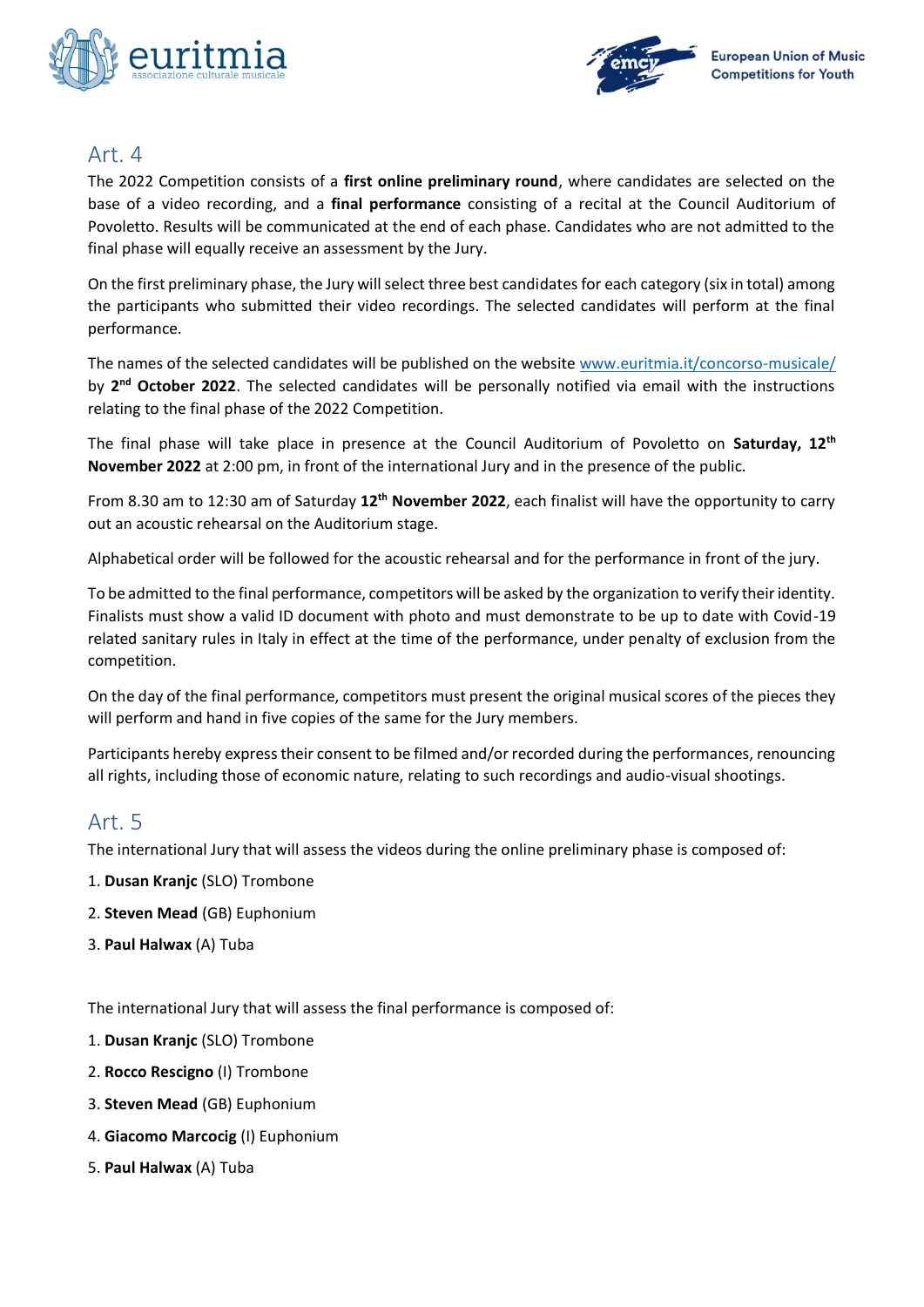## Art. 4

The 2022 Competition consists of a **first online preliminary round**, where candidates are selected on the base of a video recording, and a **final performance** consisting of a recital at the Council Auditorium of Povoletto. Results will be communicated at the end of each phase. Candidates who are not admitted to the final phase will equally receive an assessment by the Jury.

On the first preliminary phase, the Jury will select three best candidates for each category (six in total) among the participants who submitted their video recordings. The selected candidates will perform at the final performance.

The names of the selected candidates will be published on the website www.euritmia.it/concorso-musicale/ by **2nd October 2022**. The selected candidates will be personally notified via email with the instructions relating to the final phase of the 2022 Competition.

The final phase will take place in presence at the Council Auditorium of Povoletto on **Saturday, 12th November 2022** at 2:00 pm, in front of the international Jury and in the presence of the public.

From 8.30 am to 12:30 am of Saturday **12th November 2022**, each finalist will have the opportunity to carry out an acoustic rehearsal on the Auditorium stage.

Alphabetical order will be followed for the acoustic rehearsal and for the performance in front of the jury.

To be admitted to the final performance, competitors will be asked by the organization to verify their identity. Finalists must show a valid ID document with photo and must demonstrate to be up to date with Covid-19 related sanitary rules in Italy in effect at the time of the performance, under penalty of exclusion from the competition.

On the day of the final performance, competitors must present the original musical scores of the pieces they will perform and hand in five copies of the same for the Jury members.

Participants hereby express their consent to be filmed and/or recorded during the performances, renouncing all rights, including those of economic nature, relating to such recordings and audio-visual shootings.

## Art. 5

The international Jury that will assess the videos during the online preliminary phase is composed of:

1. **Dusan Kranjc** (SLO) Trombone
2. **Steven Mead** (GB) Euphonium
3. **Paul Halwax** (A) Tuba

The international Jury that will assess the final performance is composed of:

1. **Dusan Kranjc** (SLO) Trombone
2. **Rocco Rescigno** (I) Trombone
3. **Steven Mead** (GB) Euphonium
4. **Giacomo Marcocig** (I) Euphonium
5. **Paul Halwax** (A) Tuba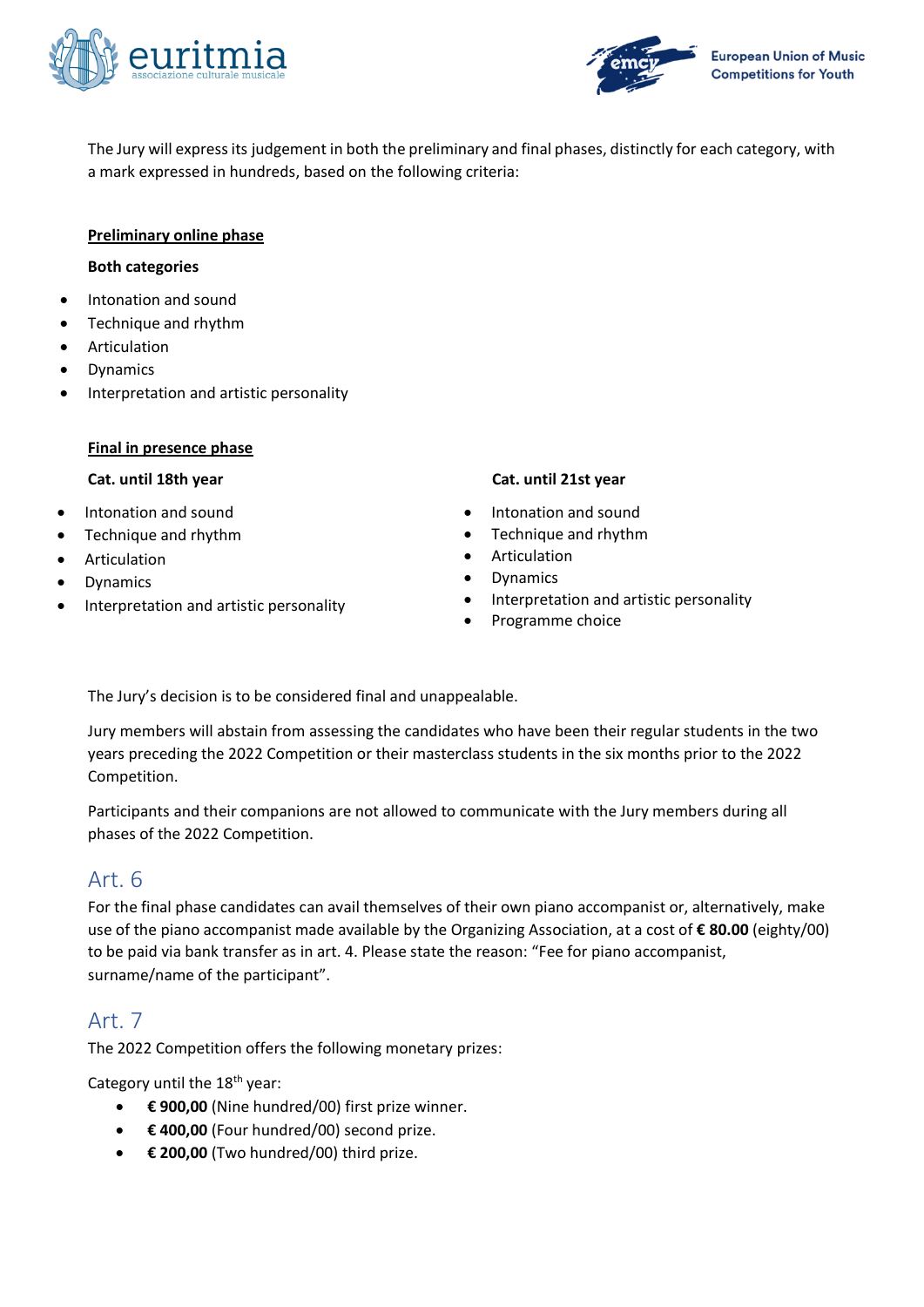The Jury will express its judgement in both the preliminary and final phases, distinctly for each category, with a mark expressed in hundreds, based on the following criteria:

**Preliminary online phase**

**Both categories**

- Intonation and sound
- Technique and rhythm
- Articulation
- Dynamics
- Interpretation and artistic personality

**Final in presence phase**

**Cat. until 18th year**

- Intonation and sound
- Technique and rhythm
- Articulation
- Dynamics
- Interpretation and artistic personality

**Cat. until 21st year**

- Intonation and sound
- Technique and rhythm
- Articulation
- Dynamics
- Interpretation and artistic personality
- Programme choice

The Jury's decision is to be considered final and unappealable.

Jury members will abstain from assessing the candidates who have been their regular students in the two years preceding the 2022 Competition or their masterclass students in the six months prior to the 2022 Competition.

Participants and their companions are not allowed to communicate with the Jury members during all phases of the 2022 Competition.

## Art. 6

For the final phase candidates can avail themselves of their own piano accompanist or, alternatively, make use of the piano accompanist made available by the Organizing Association, at a cost of **€ 80.00** (eighty/00) to be paid via bank transfer as in art. 4. Please state the reason: "Fee for piano accompanist, surname/name of the participant".

## Art. 7

The 2022 Competition offers the following monetary prizes:

Category until the 18th year:

- **€ 900,00** (Nine hundred/00) first prize winner.
- **€ 400,00** (Four hundred/00) second prize.
- **€ 200,00** (Two hundred/00) third prize.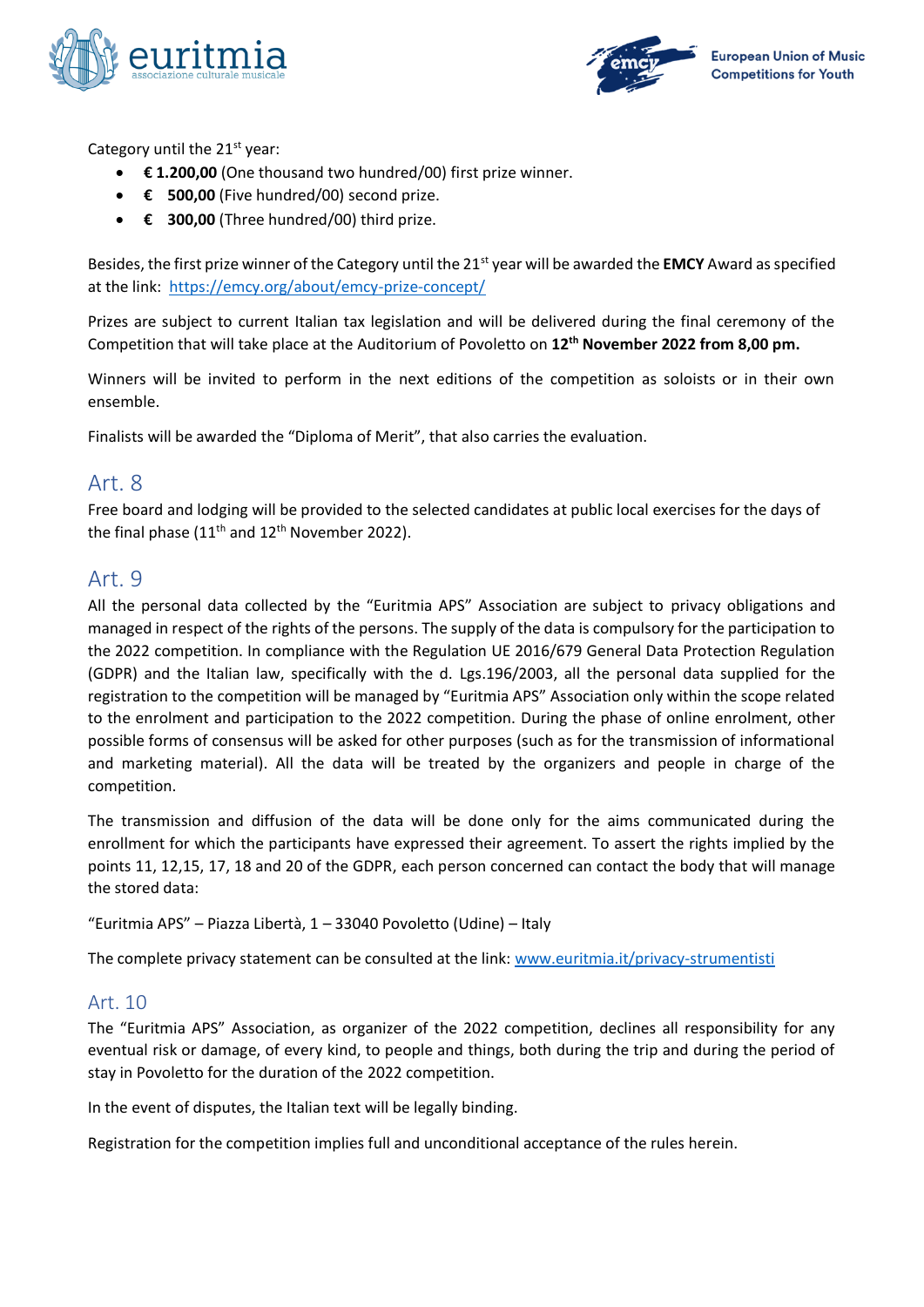Category until the 21st year:

- **€ 1.200,00** (One thousand two hundred/00) first prize winner.
- **€ 500,00** (Five hundred/00) second prize.
- **€ 300,00** (Three hundred/00) third prize.

Besides, the first prize winner of the Category until the 21st year will be awarded the **EMCY** Award as specified at the link: https://emcy.org/about/emcy-prize-concept/

Prizes are subject to current Italian tax legislation and will be delivered during the final ceremony of the Competition that will take place at the Auditorium of Povoletto on **12th November 2022 from 8,00 pm.**

Winners will be invited to perform in the next editions of the competition as soloists or in their own ensemble.

Finalists will be awarded the "Diploma of Merit", that also carries the evaluation.

## Art. 8

Free board and lodging will be provided to the selected candidates at public local exercises for the days of the final phase (11th and 12th November 2022).

## Art. 9

All the personal data collected by the "Euritmia APS" Association are subject to privacy obligations and managed in respect of the rights of the persons. The supply of the data is compulsory for the participation to the 2022 competition. In compliance with the Regulation UE 2016/679 General Data Protection Regulation (GDPR) and the Italian law, specifically with the d. Lgs.196/2003, all the personal data supplied for the registration to the competition will be managed by "Euritmia APS" Association only within the scope related to the enrolment and participation to the 2022 competition. During the phase of online enrolment, other possible forms of consensus will be asked for other purposes (such as for the transmission of informational and marketing material). All the data will be treated by the organizers and people in charge of the competition.

The transmission and diffusion of the data will be done only for the aims communicated during the enrollment for which the participants have expressed their agreement. To assert the rights implied by the points 11, 12,15, 17, 18 and 20 of the GDPR, each person concerned can contact the body that will manage the stored data:

"Euritmia APS" – Piazza Libertà, 1 – 33040 Povoletto (Udine) – Italy

The complete privacy statement can be consulted at the link: www.euritmia.it/privacy-strumentisti

## Art. 10

The "Euritmia APS" Association, as organizer of the 2022 competition, declines all responsibility for any eventual risk or damage, of every kind, to people and things, both during the trip and during the period of stay in Povoletto for the duration of the 2022 competition.

In the event of disputes, the Italian text will be legally binding.

Registration for the competition implies full and unconditional acceptance of the rules herein.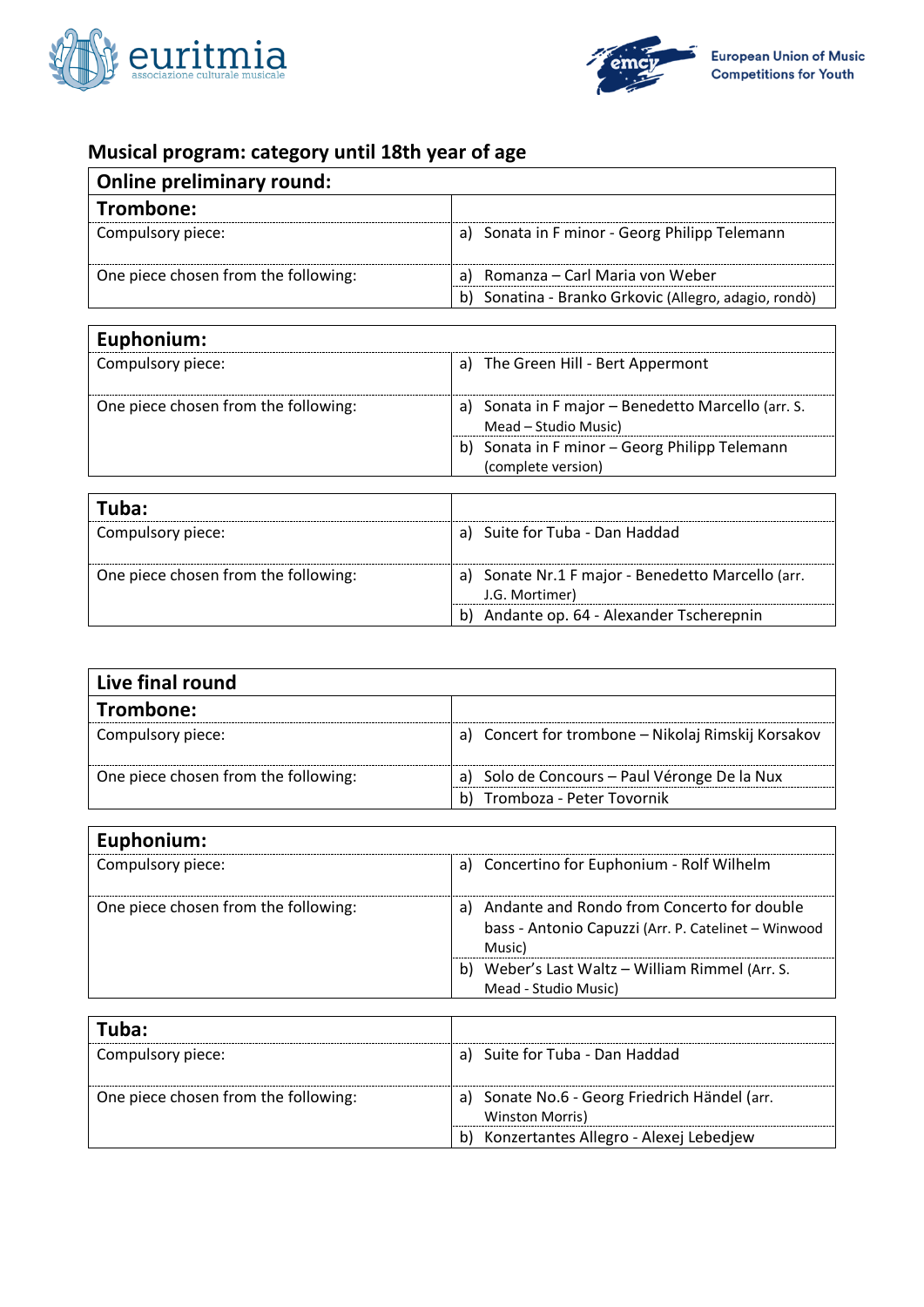## Musical program: category until 18th year of age

| Online preliminary round: | |
|---|---|
| **Trombone:** | |
| Compulsory piece: | a) Sonata in F minor - Georg Philipp Telemann |
| One piece chosen from the following: | a) Romanza – Carl Maria von Weber |
| | b) Sonatina - Branko Grkovic (Allegro, adagio, rondò) |

| **Euphonium:** | |
|---|---|
| Compulsory piece: | a) The Green Hill - Bert Appermont |
| One piece chosen from the following: | a) Sonata in F major – Benedetto Marcello (arr. S. Mead – Studio Music) |
| | b) Sonata in F minor – Georg Philipp Telemann (complete version) |

| **Tuba:** | |
|---|---|
| Compulsory piece: | a) Suite for Tuba - Dan Haddad |
| One piece chosen from the following: | a) Sonate Nr.1 F major - Benedetto Marcello (arr. J.G. Mortimer) |
| | b) Andante op. 64 - Alexander Tscherepnin |

| Live final round | |
|---|---|
| **Trombone:** | |
| Compulsory piece: | a) Concert for trombone – Nikolaj Rimskij Korsakov |
| One piece chosen from the following: | a) Solo de Concours – Paul Véronge De la Nux |
| | b) Tromboza - Peter Tovornik |

| **Euphonium:** | |
|---|---|
| Compulsory piece: | a) Concertino for Euphonium - Rolf Wilhelm |
| One piece chosen from the following: | a) Andante and Rondo from Concerto for double bass - Antonio Capuzzi (Arr. P. Catelinet – Winwood Music) |
| | b) Weber's Last Waltz – William Rimmel (Arr. S. Mead - Studio Music) |

| **Tuba:** | |
|---|---|
| Compulsory piece: | a) Suite for Tuba - Dan Haddad |
| One piece chosen from the following: | a) Sonate No.6 - Georg Friedrich Händel (arr. Winston Morris) |
| | b) Konzertantes Allegro - Alexej Lebedjew |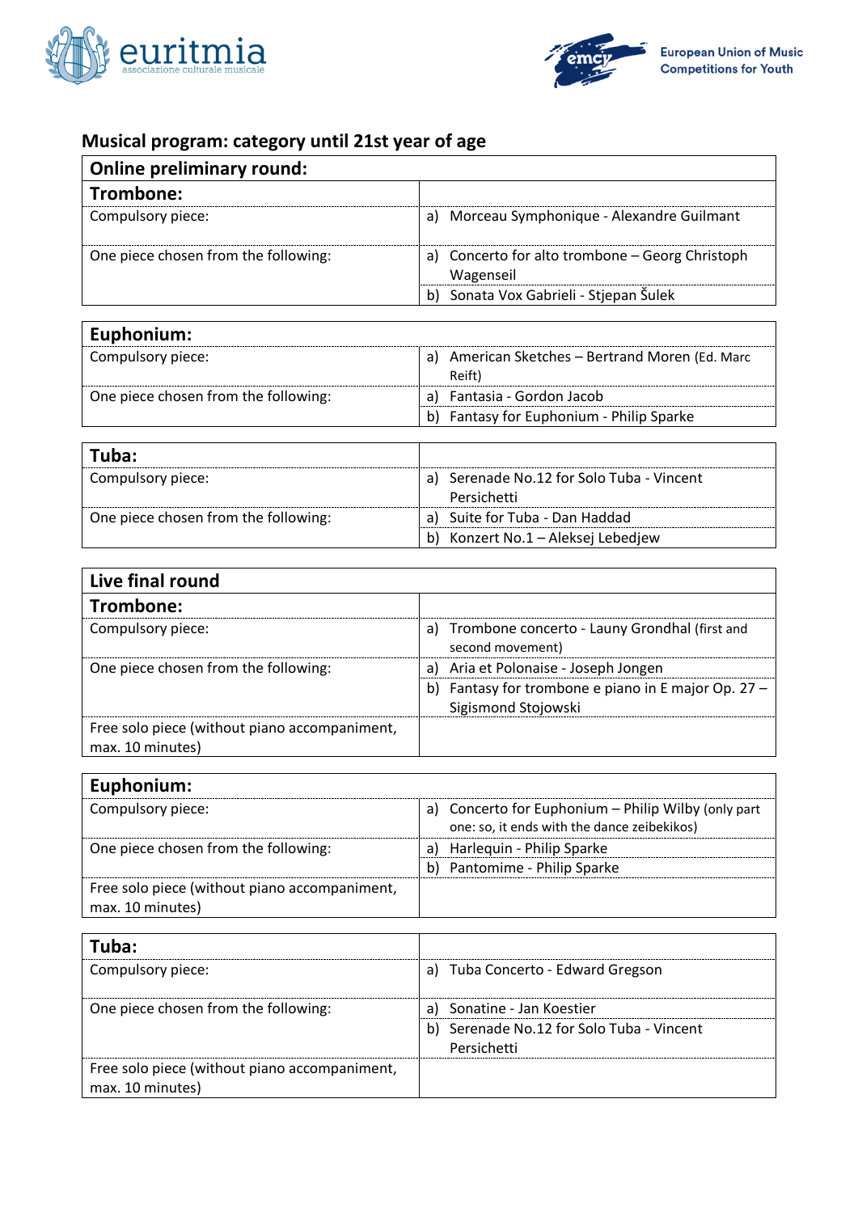## Musical program: category until 21st year of age

| **Online preliminary round:** | |
|---|---|
| **Trombone:** | |
| Compulsory piece: | a) Morceau Symphonique - Alexandre Guilmant |
| One piece chosen from the following: | a) Concerto for alto trombone – Georg Christoph Wagenseil |
| | b) Sonata Vox Gabrieli - Stjepan Šulek |

| **Euphonium:** | |
|---|---|
| Compulsory piece: | a) American Sketches – Bertrand Moren (Ed. Marc Reift) |
| One piece chosen from the following: | a) Fantasia - Gordon Jacob |
| | b) Fantasy for Euphonium - Philip Sparke |

| **Tuba:** | |
|---|---|
| Compulsory piece: | a) Serenade No.12 for Solo Tuba - Vincent Persichetti |
| One piece chosen from the following: | a) Suite for Tuba - Dan Haddad |
| | b) Konzert No.1 – Aleksej Lebedjew |

| **Live final round** | |
|---|---|
| **Trombone:** | |
| Compulsory piece: | a) Trombone concerto - Launy Grondhal (first and second movement) |
| One piece chosen from the following: | a) Aria et Polonaise - Joseph Jongen |
| | b) Fantasy for trombone e piano in E major Op. 27 – Sigismond Stojowski |
| Free solo piece (without piano accompaniment, max. 10 minutes) | |

| **Euphonium:** | |
|---|---|
| Compulsory piece: | a) Concerto for Euphonium – Philip Wilby (only part one: so, it ends with the dance zeibekikos) |
| One piece chosen from the following: | a) Harlequin - Philip Sparke |
| | b) Pantomime - Philip Sparke |
| Free solo piece (without piano accompaniment, max. 10 minutes) | |

| **Tuba:** | |
|---|---|
| Compulsory piece: | a) Tuba Concerto - Edward Gregson |
| One piece chosen from the following: | a) Sonatine - Jan Koestier |
| | b) Serenade No.12 for Solo Tuba - Vincent Persichetti |
| Free solo piece (without piano accompaniment, max. 10 minutes) | |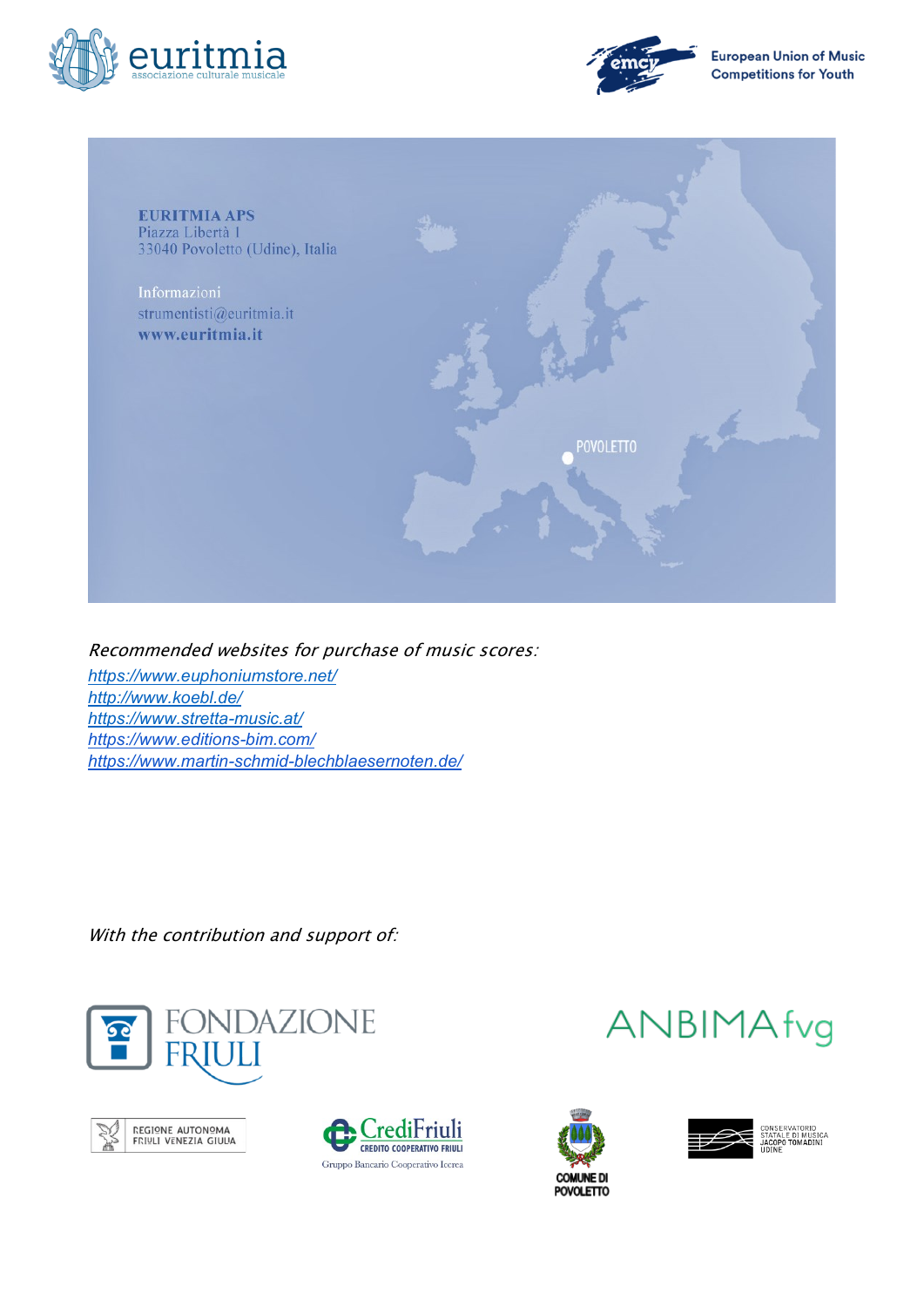euritmia associazione culturale musicale

European Union of Music Competitions for Youth

**EURITMIA APS**
Piazza Libertà 1
33040 Povoletto (Udine), Italia

Informazioni
strumentisti@euritmia.it
**www.euritmia.it**

POVOLETTO

*Recommended websites for purchase of music scores:*

https://www.euphoniumstore.net/
http://www.koebl.de/
https://www.stretta-music.at/
https://www.editions-bim.com/
https://www.martin-schmid-blechblaesernoten.de/

*With the contribution and support of:*

FONDAZIONE FRIULI

ANBIMA fvg

REGIONE AUTONOMA FRIULI VENEZIA GIULIA

CrediFriuli CREDITO COOPERATIVO FRIULI
Gruppo Bancario Cooperativo Iccrea

COMUNE DI POVOLETTO

CONSERVATORIO STATALE DI MUSICA JACOPO TOMADINI UDINE